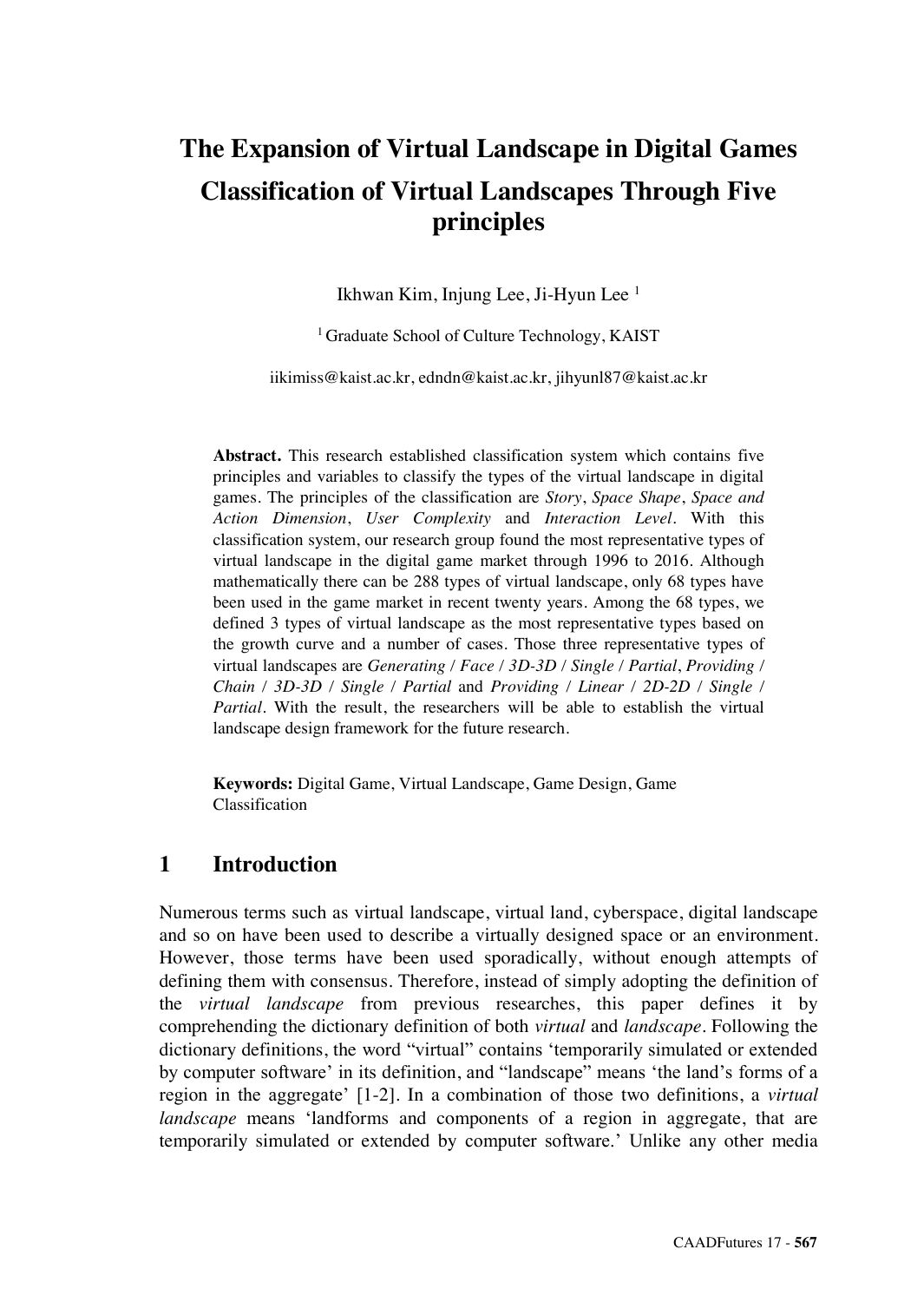# The Expansion of Virtual Landscape in Digital Games Classification of Virtual Landscapes Through Five principles

Ikhwan Kim, Injung Lee, Ji-Hyun Lee [1]

[1] Graduate School of Culture Technology, KAIST

iikimiss@kaist.ac.kr, edndn@kaist.ac.kr, jihyunl87@kaist.ac.kr

**Abstract.** This research established classification system which contains five principles and variables to classify the types of the virtual landscape in digital games. The principles of the classification are *Story*, *Space Shape*, *Space and Action Dimension*, *User Complexity* and *Interaction Level*. With this classification system, our research group found the most representative types of virtual landscape in the digital game market through 1996 to 2016. Although mathematically there can be 288 types of virtual landscape, only 68 types have been used in the game market in recent twenty years. Among the 68 types, we defined 3 types of virtual landscape as the most representative types based on the growth curve and a number of cases. Those three representative types of virtual landscapes are *Generating / Face / 3D-3D / Single / Partial*, *Providing / Chain / 3D-3D / Single / Partial* and *Providing / Linear / 2D-2D / Single / Partial*. With the result, the researchers will be able to establish the virtual landscape design framework for the future research.

**Keywords:** Digital Game, Virtual Landscape, Game Design, Game Classification

## 1 Introduction

Numerous terms such as virtual landscape, virtual land, cyberspace, digital landscape and so on have been used to describe a virtually designed space or an environment. However, those terms have been used sporadically, without enough attempts of defining them with consensus. Therefore, instead of simply adopting the definition of the *virtual landscape* from previous researches, this paper defines it by comprehending the dictionary definition of both *virtual* and *landscape*. Following the dictionary definitions, the word "virtual" contains 'temporarily simulated or extended by computer software' in its definition, and "landscape" means 'the land's forms of a region in the aggregate' [1-2]. In a combination of those two definitions, a *virtual landscape* means 'landforms and components of a region in aggregate, that are temporarily simulated or extended by computer software.' Unlike any other media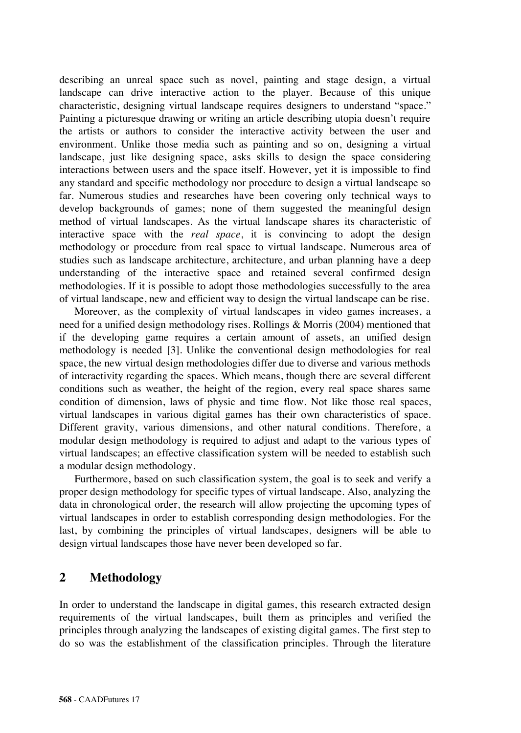describing an unreal space such as novel, painting and stage design, a virtual landscape can drive interactive action to the player. Because of this unique characteristic, designing virtual landscape requires designers to understand "space." Painting a picturesque drawing or writing an article describing utopia doesn't require the artists or authors to consider the interactive activity between the user and environment. Unlike those media such as painting and so on, designing a virtual landscape, just like designing space, asks skills to design the space considering interactions between users and the space itself. However, yet it is impossible to find any standard and specific methodology nor procedure to design a virtual landscape so far. Numerous studies and researches have been covering only technical ways to develop backgrounds of games; none of them suggested the meaningful design method of virtual landscapes. As the virtual landscape shares its characteristic of interactive space with the *real space*, it is convincing to adopt the design methodology or procedure from real space to virtual landscape. Numerous area of studies such as landscape architecture, architecture, and urban planning have a deep understanding of the interactive space and retained several confirmed design methodologies. If it is possible to adopt those methodologies successfully to the area of virtual landscape, new and efficient way to design the virtual landscape can be rise.

Moreover, as the complexity of virtual landscapes in video games increases, a need for a unified design methodology rises. Rollings & Morris (2004) mentioned that if the developing game requires a certain amount of assets, an unified design methodology is needed [3]. Unlike the conventional design methodologies for real space, the new virtual design methodologies differ due to diverse and various methods of interactivity regarding the spaces. Which means, though there are several different conditions such as weather, the height of the region, every real space shares same condition of dimension, laws of physic and time flow. Not like those real spaces, virtual landscapes in various digital games has their own characteristics of space. Different gravity, various dimensions, and other natural conditions. Therefore, a modular design methodology is required to adjust and adapt to the various types of virtual landscapes; an effective classification system will be needed to establish such a modular design methodology.

Furthermore, based on such classification system, the goal is to seek and verify a proper design methodology for specific types of virtual landscape. Also, analyzing the data in chronological order, the research will allow projecting the upcoming types of virtual landscapes in order to establish corresponding design methodologies. For the last, by combining the principles of virtual landscapes, designers will be able to design virtual landscapes those have never been developed so far.

## 2 Methodology

In order to understand the landscape in digital games, this research extracted design requirements of the virtual landscapes, built them as principles and verified the principles through analyzing the landscapes of existing digital games. The first step to do so was the establishment of the classification principles. Through the literature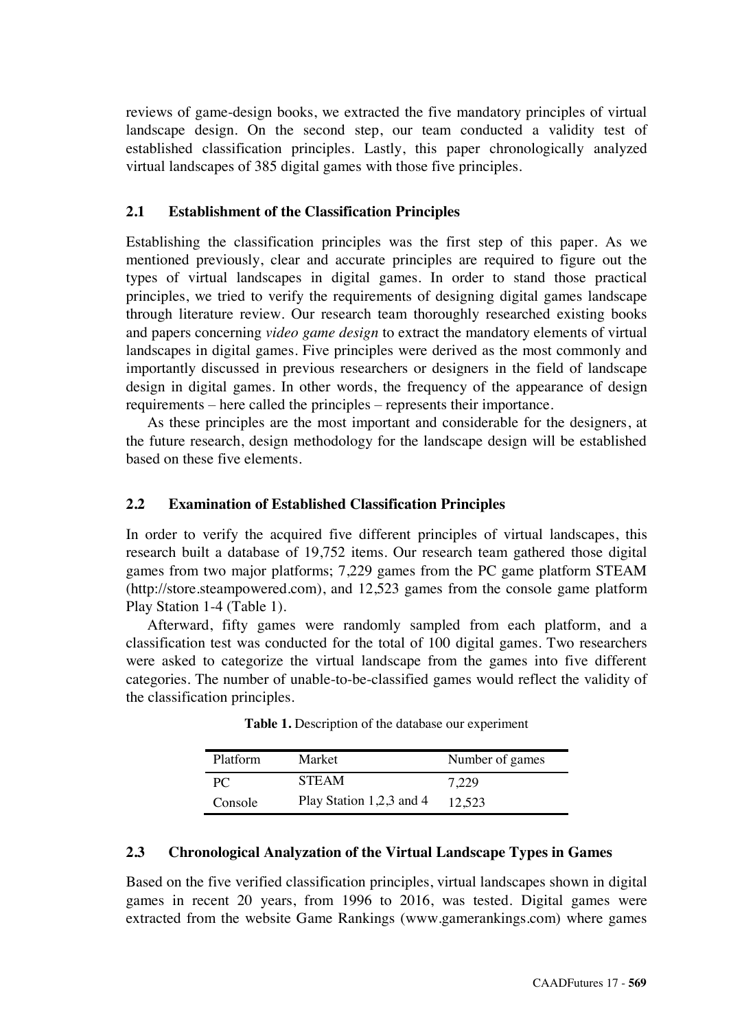reviews of game-design books, we extracted the five mandatory principles of virtual landscape design. On the second step, our team conducted a validity test of established classification principles. Lastly, this paper chronologically analyzed virtual landscapes of 385 digital games with those five principles.

### 2.1 Establishment of the Classification Principles

Establishing the classification principles was the first step of this paper. As we mentioned previously, clear and accurate principles are required to figure out the types of virtual landscapes in digital games. In order to stand those practical principles, we tried to verify the requirements of designing digital games landscape through literature review. Our research team thoroughly researched existing books and papers concerning *video game design* to extract the mandatory elements of virtual landscapes in digital games. Five principles were derived as the most commonly and importantly discussed in previous researchers or designers in the field of landscape design in digital games. In other words, the frequency of the appearance of design requirements – here called the principles – represents their importance.

As these principles are the most important and considerable for the designers, at the future research, design methodology for the landscape design will be established based on these five elements.

### 2.2 Examination of Established Classification Principles

In order to verify the acquired five different principles of virtual landscapes, this research built a database of 19,752 items. Our research team gathered those digital games from two major platforms; 7,229 games from the PC game platform STEAM (http://store.steampowered.com), and 12,523 games from the console game platform Play Station 1-4 (Table 1).

Afterward, fifty games were randomly sampled from each platform, and a classification test was conducted for the total of 100 digital games. Two researchers were asked to categorize the virtual landscape from the games into five different categories. The number of unable-to-be-classified games would reflect the validity of the classification principles.

**Table 1.** Description of the database our experiment

| Platform | Market | Number of games |
|---|---|---|
| PC | STEAM | 7,229 |
| Console | Play Station 1,2,3 and 4 | 12,523 |

### 2.3 Chronological Analyzation of the Virtual Landscape Types in Games

Based on the five verified classification principles, virtual landscapes shown in digital games in recent 20 years, from 1996 to 2016, was tested. Digital games were extracted from the website Game Rankings (www.gamerankings.com) where games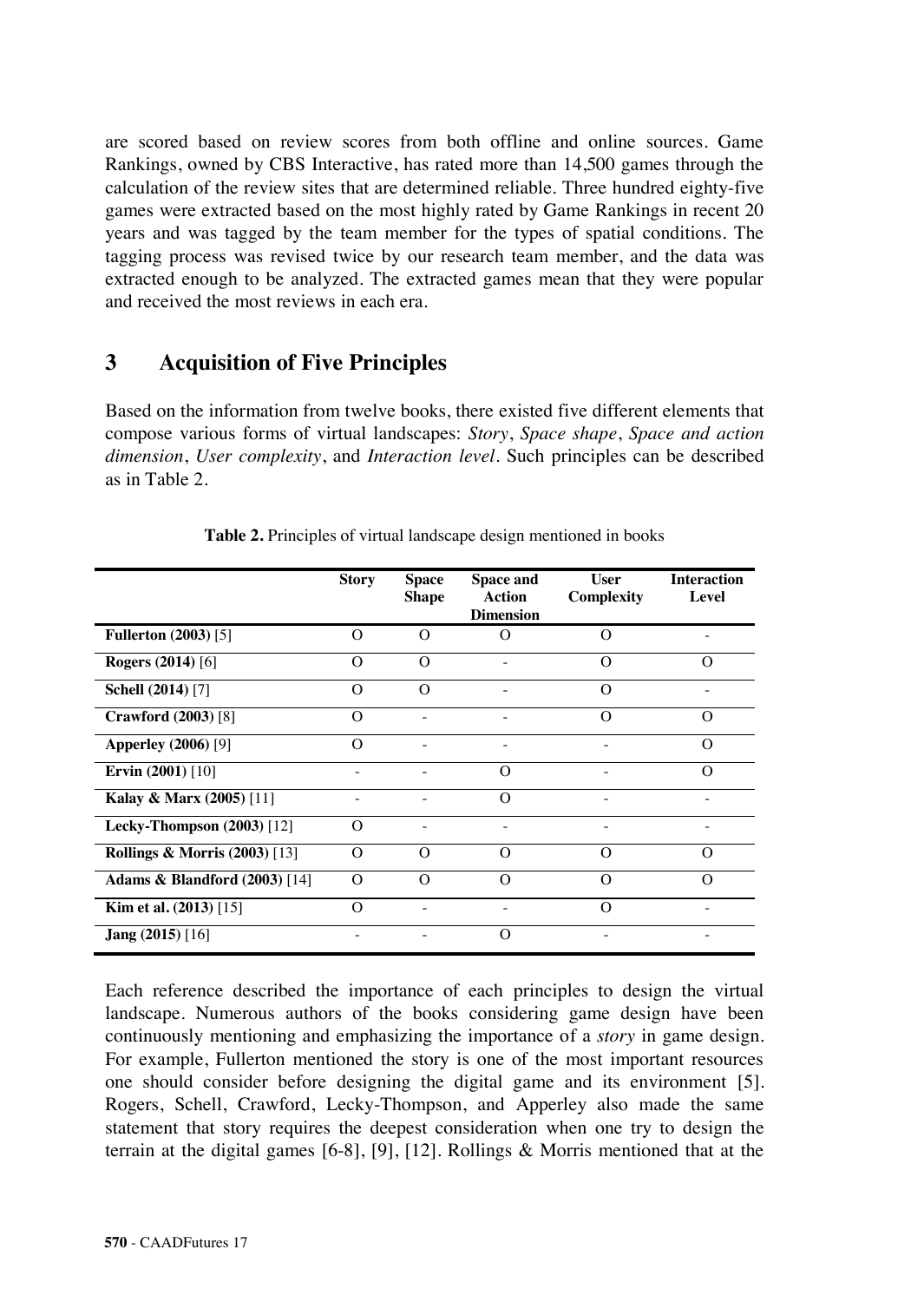are scored based on review scores from both offline and online sources. Game Rankings, owned by CBS Interactive, has rated more than 14,500 games through the calculation of the review sites that are determined reliable. Three hundred eighty-five games were extracted based on the most highly rated by Game Rankings in recent 20 years and was tagged by the team member for the types of spatial conditions. The tagging process was revised twice by our research team member, and the data was extracted enough to be analyzed. The extracted games mean that they were popular and received the most reviews in each era.

## 3 Acquisition of Five Principles

Based on the information from twelve books, there existed five different elements that compose various forms of virtual landscapes: *Story*, *Space shape*, *Space and action dimension*, *User complexity*, and *Interaction level*. Such principles can be described as in Table 2.

**Table 2.** Principles of virtual landscape design mentioned in books

| | Story | Space Shape | Space and Action Dimension | User Complexity | Interaction Level |
|---|---|---|---|---|---|
| **Fullerton (2003)** [5] | O | O | O | O | - |
| **Rogers (2014)** [6] | O | O | - | O | O |
| **Schell (2014)** [7] | O | O | - | O | - |
| **Crawford (2003)** [8] | O | - | - | O | O |
| **Apperley (2006)** [9] | O | - | - | - | O |
| **Ervin (2001)** [10] | - | - | O | - | O |
| **Kalay & Marx (2005)** [11] | - | - | O | - | - |
| **Lecky-Thompson (2003)** [12] | O | - | - | - | - |
| **Rollings & Morris (2003)** [13] | O | O | O | O | O |
| **Adams & Blandford (2003)** [14] | O | O | O | O | O |
| **Kim et al. (2013)** [15] | O | - | - | O | - |
| **Jang (2015)** [16] | - | - | O | - | - |

Each reference described the importance of each principles to design the virtual landscape. Numerous authors of the books considering game design have been continuously mentioning and emphasizing the importance of a *story* in game design. For example, Fullerton mentioned the story is one of the most important resources one should consider before designing the digital game and its environment [5]. Rogers, Schell, Crawford, Lecky-Thompson, and Apperley also made the same statement that story requires the deepest consideration when one try to design the terrain at the digital games [6-8], [9], [12]. Rollings & Morris mentioned that at the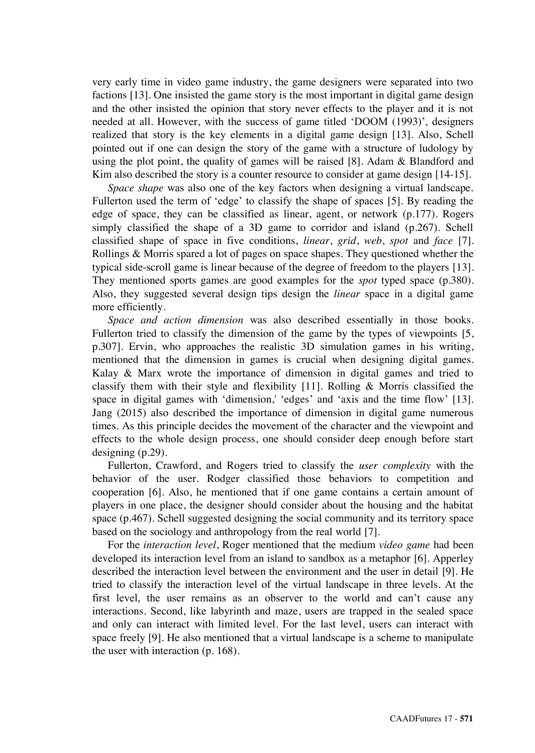very early time in video game industry, the game designers were separated into two factions [13]. One insisted the game story is the most important in digital game design and the other insisted the opinion that story never effects to the player and it is not needed at all. However, with the success of game titled 'DOOM (1993)', designers realized that story is the key elements in a digital game design [13]. Also, Schell pointed out if one can design the story of the game with a structure of ludology by using the plot point, the quality of games will be raised [8]. Adam & Blandford and Kim also described the story is a counter resource to consider at game design [14-15].

*Space shape* was also one of the key factors when designing a virtual landscape. Fullerton used the term of 'edge' to classify the shape of spaces [5]. By reading the edge of space, they can be classified as linear, agent, or network (p.177). Rogers simply classified the shape of a 3D game to corridor and island (p.267). Schell classified shape of space in five conditions, *linear*, *grid*, *web*, *spot* and *face* [7]. Rollings & Morris spared a lot of pages on space shapes. They questioned whether the typical side-scroll game is linear because of the degree of freedom to the players [13]. They mentioned sports games are good examples for the *spot* typed space (p.380). Also, they suggested several design tips design the *linear* space in a digital game more efficiently.

*Space and action dimension* was also described essentially in those books. Fullerton tried to classify the dimension of the game by the types of viewpoints [5, p.307]. Ervin, who approaches the realistic 3D simulation games in his writing, mentioned that the dimension in games is crucial when designing digital games. Kalay & Marx wrote the importance of dimension in digital games and tried to classify them with their style and flexibility [11]. Rolling & Morris classified the space in digital games with 'dimension,' 'edges' and 'axis and the time flow' [13]. Jang (2015) also described the importance of dimension in digital game numerous times. As this principle decides the movement of the character and the viewpoint and effects to the whole design process, one should consider deep enough before start designing (p.29).

Fullerton, Crawford, and Rogers tried to classify the *user complexity* with the behavior of the user. Rodger classified those behaviors to competition and cooperation [6]. Also, he mentioned that if one game contains a certain amount of players in one place, the designer should consider about the housing and the habitat space (p.467). Schell suggested designing the social community and its territory space based on the sociology and anthropology from the real world [7].

For the *interaction level*, Roger mentioned that the medium *video game* had been developed its interaction level from an island to sandbox as a metaphor [6]. Apperley described the interaction level between the environment and the user in detail [9]. He tried to classify the interaction level of the virtual landscape in three levels. At the first level, the user remains as an observer to the world and can't cause any interactions. Second, like labyrinth and maze, users are trapped in the sealed space and only can interact with limited level. For the last level, users can interact with space freely [9]. He also mentioned that a virtual landscape is a scheme to manipulate the user with interaction (p. 168).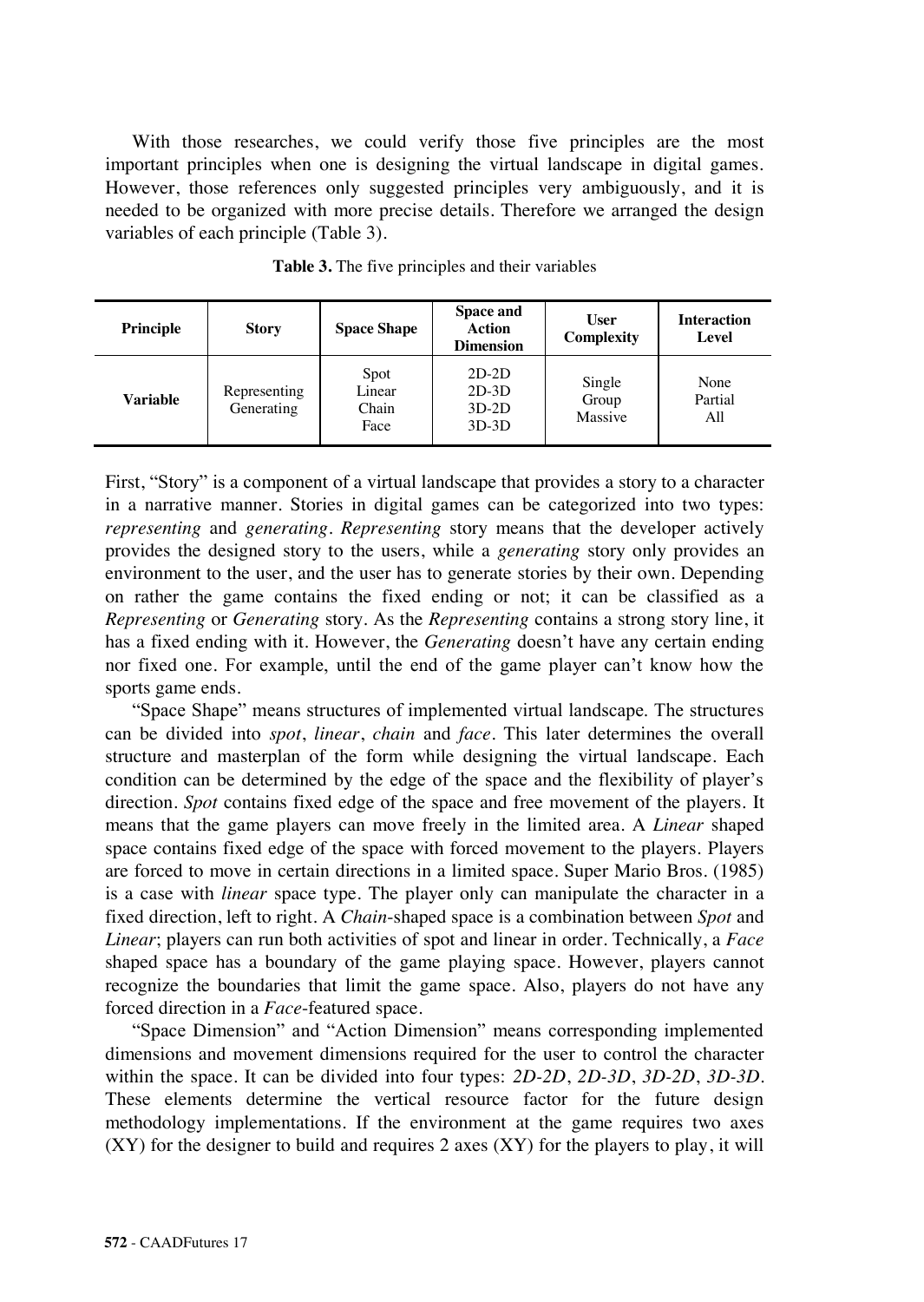With those researches, we could verify those five principles are the most important principles when one is designing the virtual landscape in digital games. However, those references only suggested principles very ambiguously, and it is needed to be organized with more precise details. Therefore we arranged the design variables of each principle (Table 3).

**Table 3.** The five principles and their variables

| Principle | Story | Space Shape | Space and Action Dimension | User Complexity | Interaction Level |
|---|---|---|---|---|---|
| **Variable** | Representing<br>Generating | Spot<br>Linear<br>Chain<br>Face | 2D-2D<br>2D-3D<br>3D-2D<br>3D-3D | Single<br>Group<br>Massive | None<br>Partial<br>All |

First, "Story" is a component of a virtual landscape that provides a story to a character in a narrative manner. Stories in digital games can be categorized into two types: *representing* and *generating*. *Representing* story means that the developer actively provides the designed story to the users, while a *generating* story only provides an environment to the user, and the user has to generate stories by their own. Depending on rather the game contains the fixed ending or not; it can be classified as a *Representing* or *Generating* story. As the *Representing* contains a strong story line, it has a fixed ending with it. However, the *Generating* doesn't have any certain ending nor fixed one. For example, until the end of the game player can't know how the sports game ends.

"Space Shape" means structures of implemented virtual landscape. The structures can be divided into *spot*, *linear*, *chain* and *face*. This later determines the overall structure and masterplan of the form while designing the virtual landscape. Each condition can be determined by the edge of the space and the flexibility of player's direction. *Spot* contains fixed edge of the space and free movement of the players. It means that the game players can move freely in the limited area. A *Linear* shaped space contains fixed edge of the space with forced movement to the players. Players are forced to move in certain directions in a limited space. Super Mario Bros. (1985) is a case with *linear* space type. The player only can manipulate the character in a fixed direction, left to right. A *Chain*-shaped space is a combination between *Spot* and *Linear*; players can run both activities of spot and linear in order. Technically, a *Face* shaped space has a boundary of the game playing space. However, players cannot recognize the boundaries that limit the game space. Also, players do not have any forced direction in a *Face*-featured space.

"Space Dimension" and "Action Dimension" means corresponding implemented dimensions and movement dimensions required for the user to control the character within the space. It can be divided into four types: *2D-2D*, *2D-3D*, *3D-2D*, *3D-3D*. These elements determine the vertical resource factor for the future design methodology implementations. If the environment at the game requires two axes (XY) for the designer to build and requires 2 axes (XY) for the players to play, it will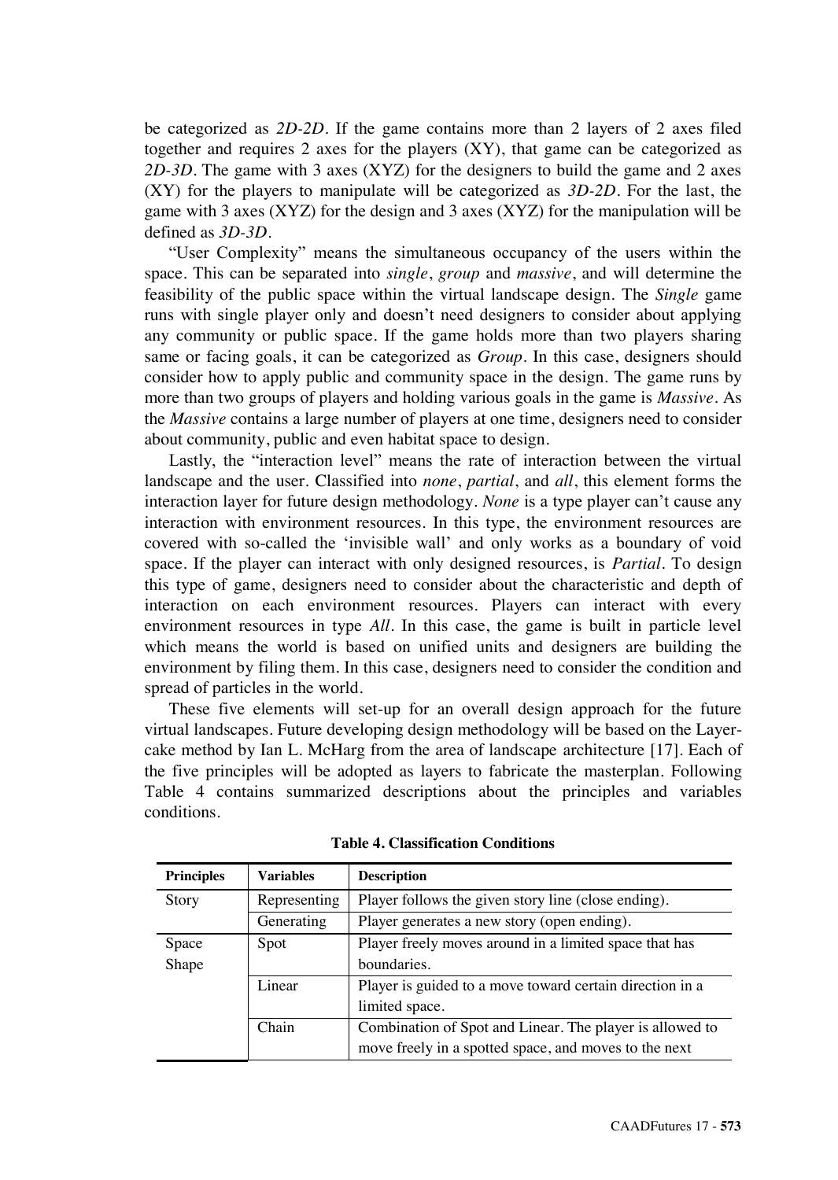be categorized as *2D-2D*. If the game contains more than 2 layers of 2 axes filed together and requires 2 axes for the players (XY), that game can be categorized as *2D-3D*. The game with 3 axes (XYZ) for the designers to build the game and 2 axes (XY) for the players to manipulate will be categorized as *3D-2D*. For the last, the game with 3 axes (XYZ) for the design and 3 axes (XYZ) for the manipulation will be defined as *3D-3D*.

"User Complexity" means the simultaneous occupancy of the users within the space. This can be separated into *single*, *group* and *massive*, and will determine the feasibility of the public space within the virtual landscape design. The *Single* game runs with single player only and doesn't need designers to consider about applying any community or public space. If the game holds more than two players sharing same or facing goals, it can be categorized as *Group*. In this case, designers should consider how to apply public and community space in the design. The game runs by more than two groups of players and holding various goals in the game is *Massive*. As the *Massive* contains a large number of players at one time, designers need to consider about community, public and even habitat space to design.

Lastly, the "interaction level" means the rate of interaction between the virtual landscape and the user. Classified into *none*, *partial*, and *all*, this element forms the interaction layer for future design methodology. *None* is a type player can't cause any interaction with environment resources. In this type, the environment resources are covered with so-called the 'invisible wall' and only works as a boundary of void space. If the player can interact with only designed resources, is *Partial*. To design this type of game, designers need to consider about the characteristic and depth of interaction on each environment resources. Players can interact with every environment resources in type *All*. In this case, the game is built in particle level which means the world is based on unified units and designers are building the environment by filing them. In this case, designers need to consider the condition and spread of particles in the world.

These five elements will set-up for an overall design approach for the future virtual landscapes. Future developing design methodology will be based on the Layer-cake method by Ian L. McHarg from the area of landscape architecture [17]. Each of the five principles will be adopted as layers to fabricate the masterplan. Following Table 4 contains summarized descriptions about the principles and variables conditions.

**Table 4. Classification Conditions**

| Principles | Variables | Description |
|---|---|---|
| Story | Representing | Player follows the given story line (close ending). |
| | Generating | Player generates a new story (open ending). |
| Space Shape | Spot | Player freely moves around in a limited space that has boundaries. |
| | Linear | Player is guided to a move toward certain direction in a limited space. |
| | Chain | Combination of Spot and Linear. The player is allowed to move freely in a spotted space, and moves to the next |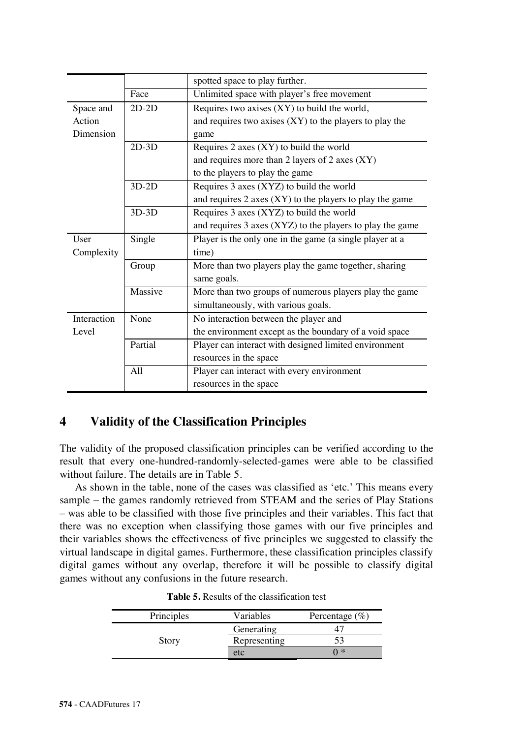| | | |
|---|---|---|
| | | spotted space to play further. |
| | Face | Unlimited space with player's free movement |
| Space and Action Dimension | 2D-2D | Requires two axises (XY) to build the world, and requires two axises (XY) to the players to play the game |
| | 2D-3D | Requires 2 axes (XY) to build the world and requires more than 2 layers of 2 axes (XY) to the players to play the game |
| | 3D-2D | Requires 3 axes (XYZ) to build the world and requires 2 axes (XY) to the players to play the game |
| | 3D-3D | Requires 3 axes (XYZ) to build the world and requires 3 axes (XYZ) to the players to play the game |
| User Complexity | Single | Player is the only one in the game (a single player at a time) |
| | Group | More than two players play the game together, sharing same goals. |
| | Massive | More than two groups of numerous players play the game simultaneously, with various goals. |
| Interaction Level | None | No interaction between the player and the environment except as the boundary of a void space |
| | Partial | Player can interact with designed limited environment resources in the space |
| | All | Player can interact with every environment resources in the space |

## 4 Validity of the Classification Principles

The validity of the proposed classification principles can be verified according to the result that every one-hundred-randomly-selected-games were able to be classified without failure. The details are in Table 5.

As shown in the table, none of the cases was classified as 'etc.' This means every sample – the games randomly retrieved from STEAM and the series of Play Stations – was able to be classified with those five principles and their variables. This fact that there was no exception when classifying those games with our five principles and their variables shows the effectiveness of five principles we suggested to classify the virtual landscape in digital games. Furthermore, these classification principles classify digital games without any overlap, therefore it will be possible to classify digital games without any confusions in the future research.

**Table 5.** Results of the classification test

| Principles | Variables | Percentage (%) |
|---|---|---|
| Story | Generating | 47 |
| | Representing | 53 |
| | etc | 0 * |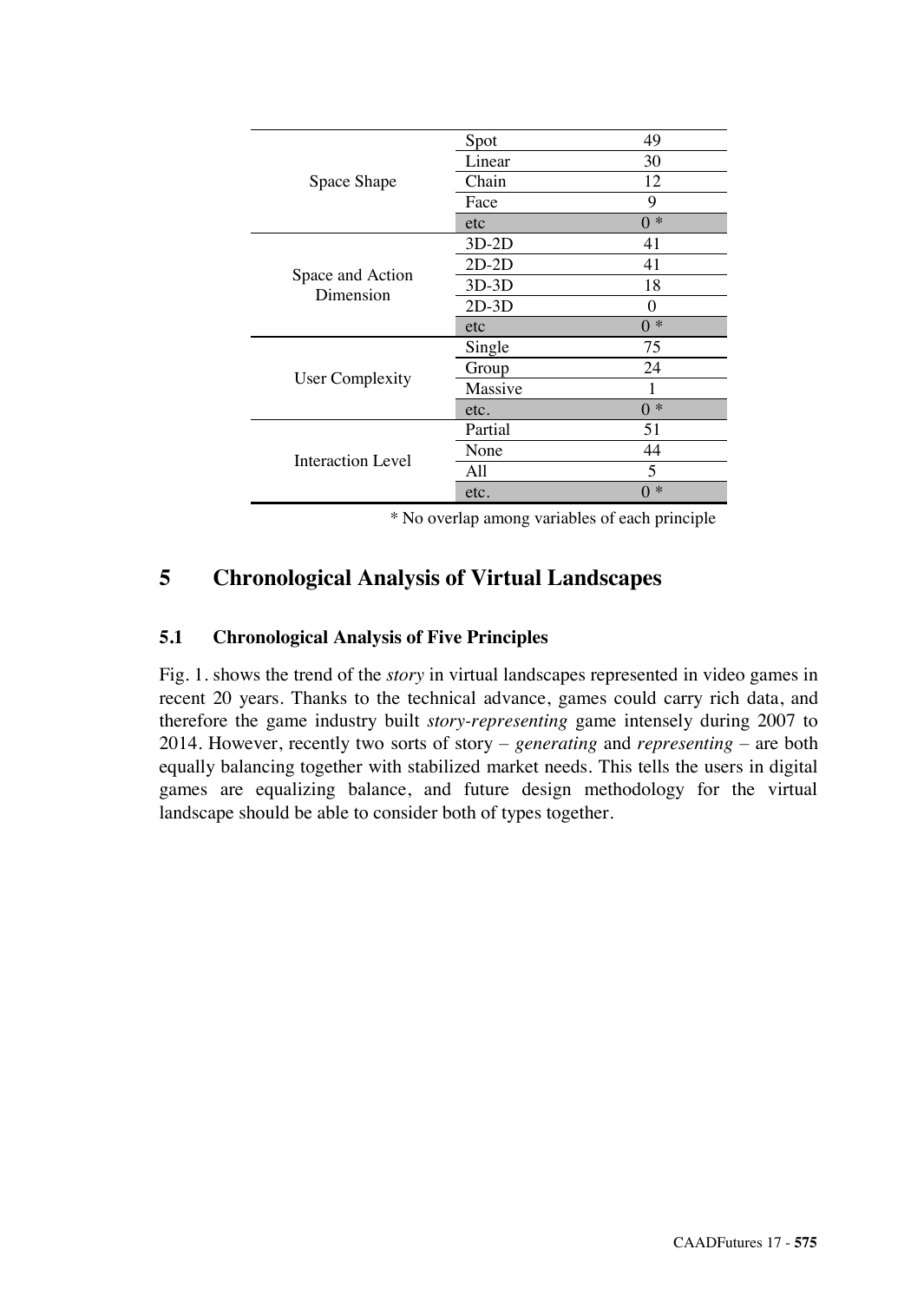| | | |
|---|---|---|
| Space Shape | Spot | 49 |
| | Linear | 30 |
| | Chain | 12 |
| | Face | 9 |
| | etc | 0 * |
| Space and Action Dimension | 3D-2D | 41 |
| | 2D-2D | 41 |
| | 3D-3D | 18 |
| | 2D-3D | 0 |
| | etc | 0 * |
| User Complexity | Single | 75 |
| | Group | 24 |
| | Massive | 1 |
| | etc. | 0 * |
| Interaction Level | Partial | 51 |
| | None | 44 |
| | All | 5 |
| | etc. | 0 * |

\* No overlap among variables of each principle

# 5 Chronological Analysis of Virtual Landscapes

## 5.1 Chronological Analysis of Five Principles

Fig. 1. shows the trend of the *story* in virtual landscapes represented in video games in recent 20 years. Thanks to the technical advance, games could carry rich data, and therefore the game industry built *story-representing* game intensely during 2007 to 2014. However, recently two sorts of story – *generating* and *representing* – are both equally balancing together with stabilized market needs. This tells the users in digital games are equalizing balance, and future design methodology for the virtual landscape should be able to consider both of types together.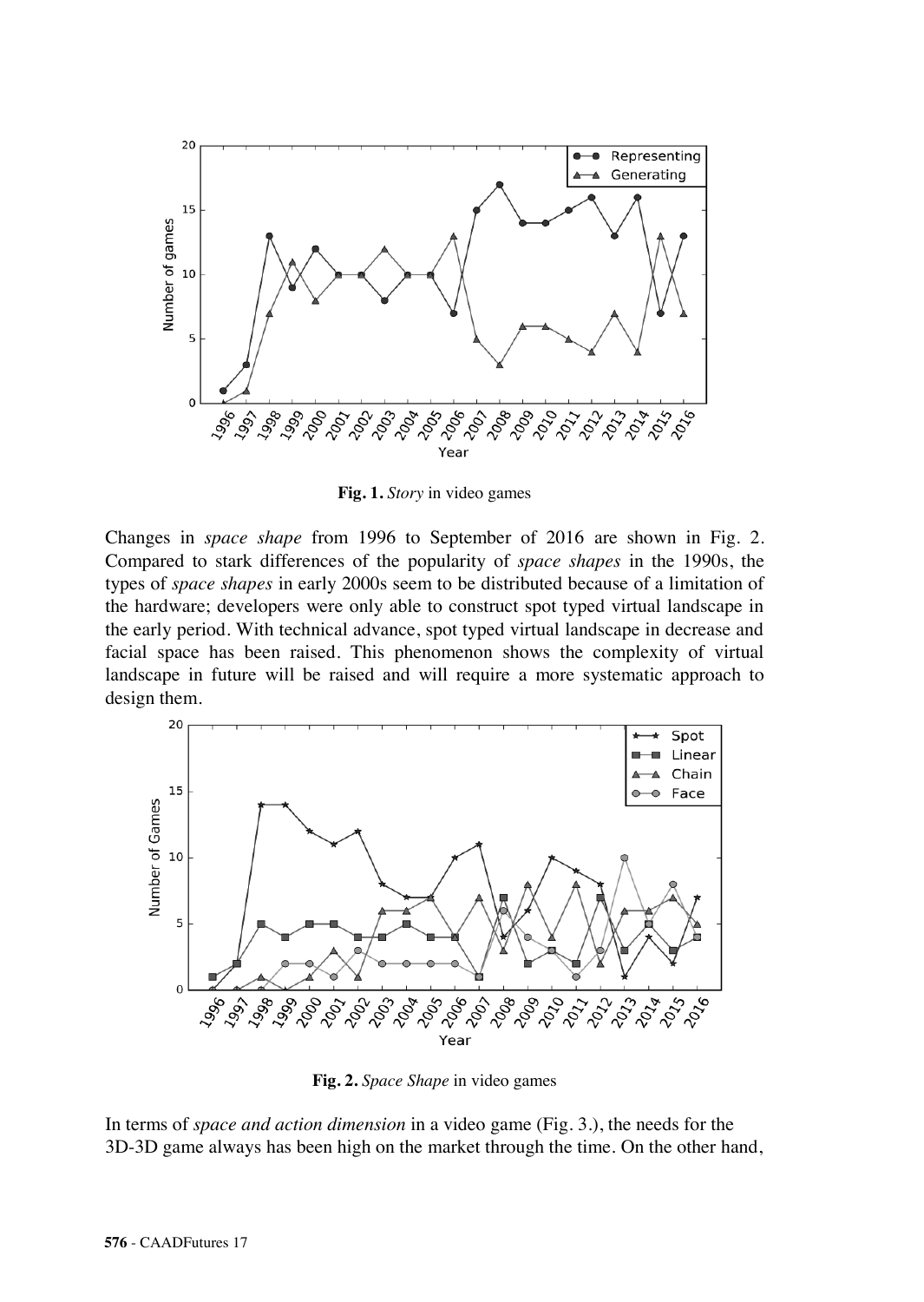**Fig. 1.** *Story* in video games

Changes in *space shape* from 1996 to September of 2016 are shown in Fig. 2. Compared to stark differences of the popularity of *space shapes* in the 1990s, the types of *space shapes* in early 2000s seem to be distributed because of a limitation of the hardware; developers were only able to construct spot typed virtual landscape in the early period. With technical advance, spot typed virtual landscape in decrease and facial space has been raised. This phenomenon shows the complexity of virtual landscape in future will be raised and will require a more systematic approach to design them.

**Fig. 2.** *Space Shape* in video games

In terms of *space and action dimension* in a video game (Fig. 3.), the needs for the 3D-3D game always has been high on the market through the time. On the other hand,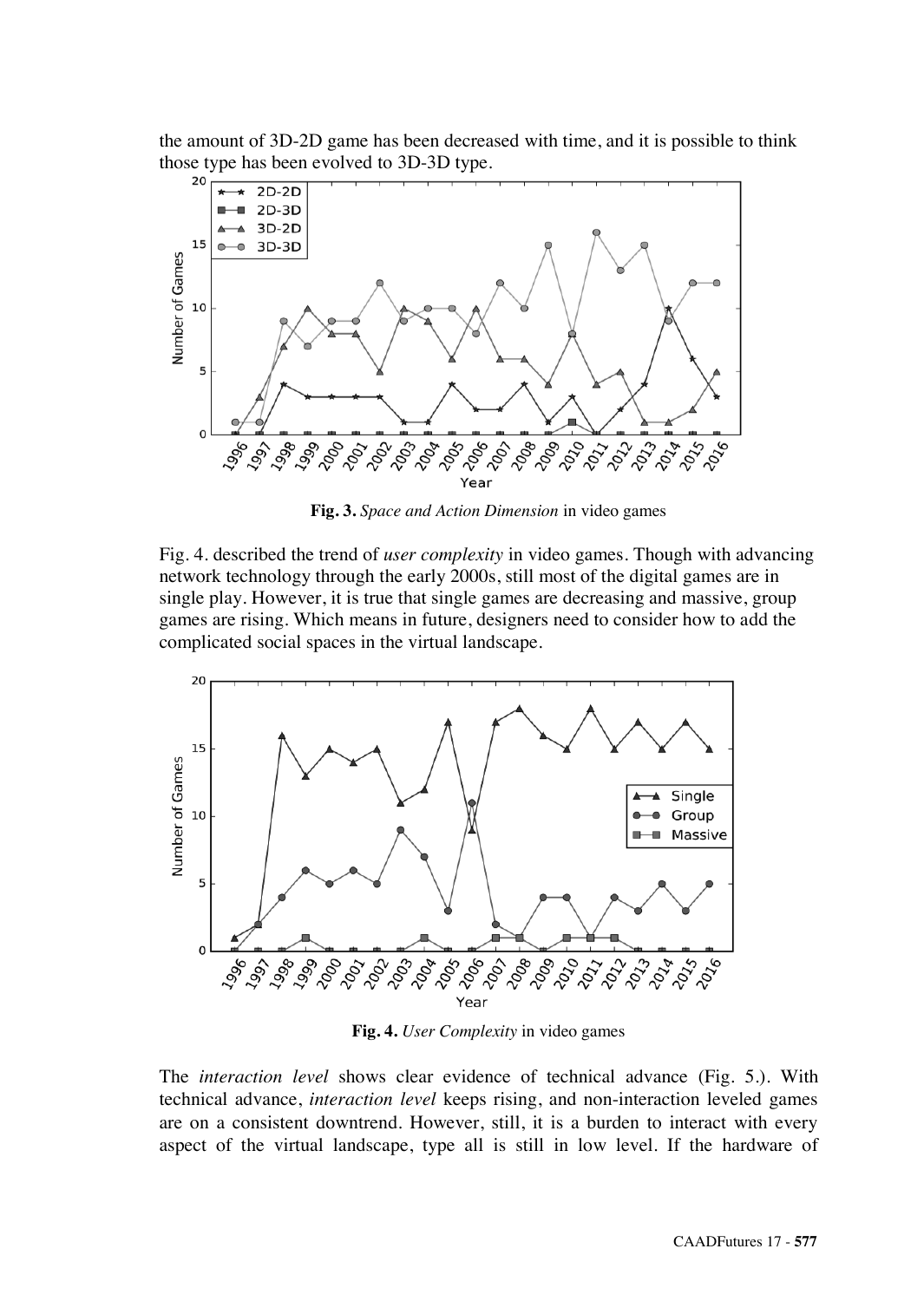the amount of 3D-2D game has been decreased with time, and it is possible to think those type has been evolved to 3D-3D type.

**Fig. 3.** *Space and Action Dimension* in video games

Fig. 4. described the trend of *user complexity* in video games. Though with advancing network technology through the early 2000s, still most of the digital games are in single play. However, it is true that single games are decreasing and massive, group games are rising. Which means in future, designers need to consider how to add the complicated social spaces in the virtual landscape.

**Fig. 4.** *User Complexity* in video games

The *interaction level* shows clear evidence of technical advance (Fig. 5.). With technical advance, *interaction level* keeps rising, and non-interaction leveled games are on a consistent downtrend. However, still, it is a burden to interact with every aspect of the virtual landscape, type all is still in low level. If the hardware of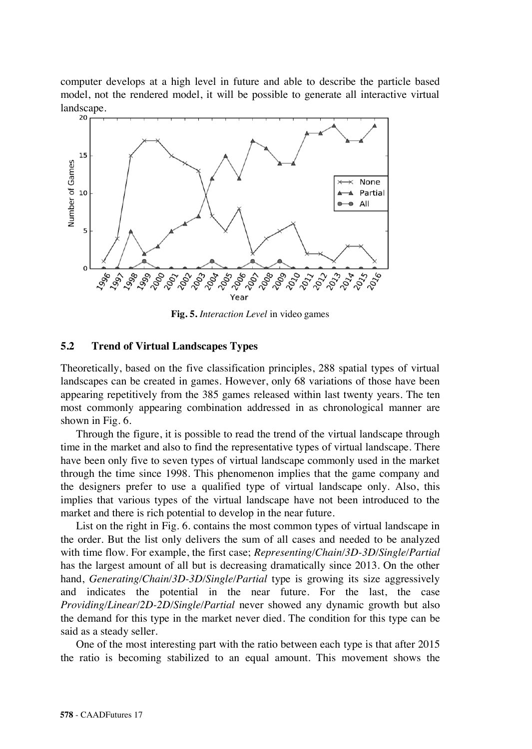computer develops at a high level in future and able to describe the particle based model, not the rendered model, it will be possible to generate all interactive virtual landscape.

**Fig. 5.** *Interaction Level* in video games

### 5.2 Trend of Virtual Landscapes Types

Theoretically, based on the five classification principles, 288 spatial types of virtual landscapes can be created in games. However, only 68 variations of those have been appearing repetitively from the 385 games released within last twenty years. The ten most commonly appearing combination addressed in as chronological manner are shown in Fig. 6.

Through the figure, it is possible to read the trend of the virtual landscape through time in the market and also to find the representative types of virtual landscape. There have been only five to seven types of virtual landscape commonly used in the market through the time since 1998. This phenomenon implies that the game company and the designers prefer to use a qualified type of virtual landscape only. Also, this implies that various types of the virtual landscape have not been introduced to the market and there is rich potential to develop in the near future.

List on the right in Fig. 6. contains the most common types of virtual landscape in the order. But the list only delivers the sum of all cases and needed to be analyzed with time flow. For example, the first case; *Representing/Chain/3D-3D/Single/Partial* has the largest amount of all but is decreasing dramatically since 2013. On the other hand, *Generating/Chain/3D-3D/Single/Partial* type is growing its size aggressively and indicates the potential in the near future. For the last, the case *Providing/Linear/2D-2D/Single/Partial* never showed any dynamic growth but also the demand for this type in the market never died. The condition for this type can be said as a steady seller.

One of the most interesting part with the ratio between each type is that after 2015 the ratio is becoming stabilized to an equal amount. This movement shows the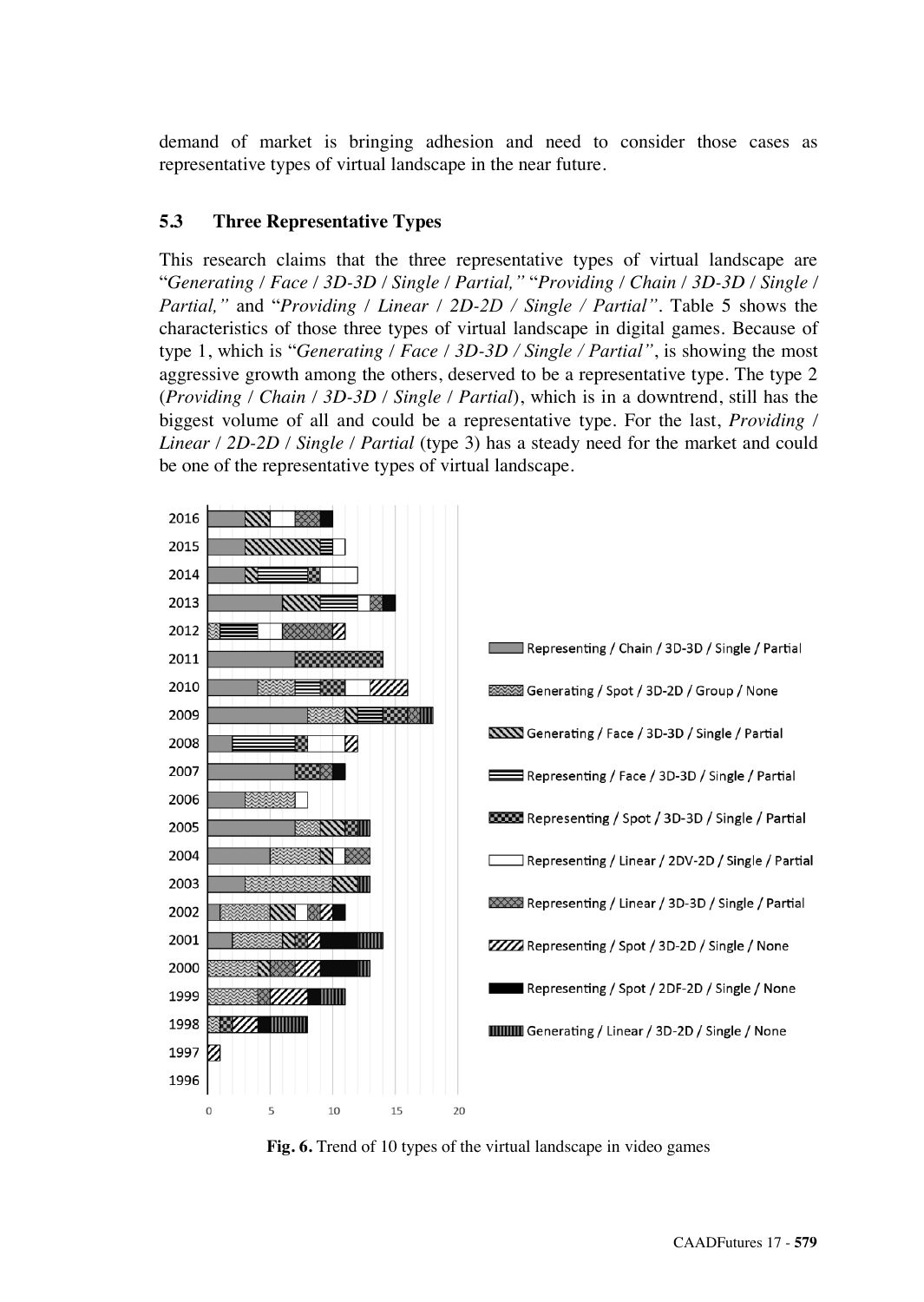demand of market is bringing adhesion and need to consider those cases as representative types of virtual landscape in the near future.

### 5.3 Three Representative Types

This research claims that the three representative types of virtual landscape are "*Generating / Face / 3D-3D / Single / Partial,*" "*Providing / Chain / 3D-3D / Single / Partial,*" and "*Providing / Linear / 2D-2D / Single / Partial*". Table 5 shows the characteristics of those three types of virtual landscape in digital games. Because of type 1, which is "*Generating / Face / 3D-3D / Single / Partial*", is showing the most aggressive growth among the others, deserved to be a representative type. The type 2 (*Providing / Chain / 3D-3D / Single / Partial*), which is in a downtrend, still has the biggest volume of all and could be a representative type. For the last, *Providing / Linear / 2D-2D / Single / Partial* (type 3) has a steady need for the market and could be one of the representative types of virtual landscape.

**Fig. 6.** Trend of 10 types of the virtual landscape in video games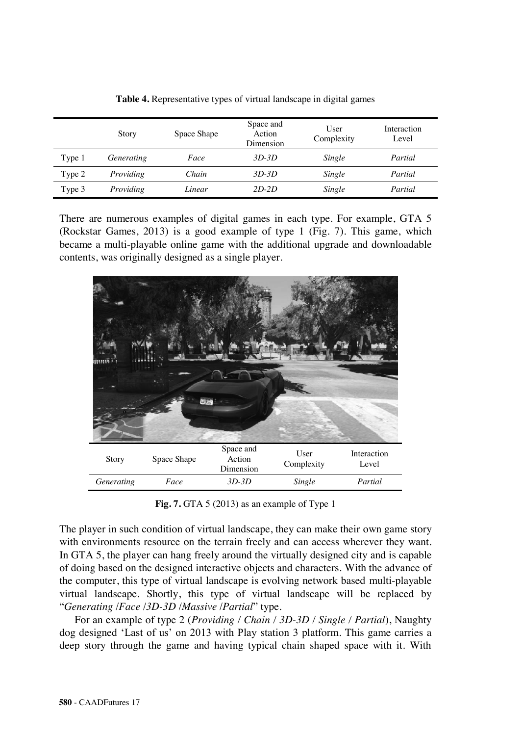**Table 4.** Representative types of virtual landscape in digital games

| | Story | Space Shape | Space and Action Dimension | User Complexity | Interaction Level |
|---|---|---|---|---|---|
| Type 1 | *Generating* | *Face* | *3D-3D* | *Single* | *Partial* |
| Type 2 | *Providing* | *Chain* | *3D-3D* | *Single* | *Partial* |
| Type 3 | *Providing* | *Linear* | *2D-2D* | *Single* | *Partial* |

There are numerous examples of digital games in each type. For example, GTA 5 (Rockstar Games, 2013) is a good example of type 1 (Fig. 7). This game, which became a multi-playable online game with the additional upgrade and downloadable contents, was originally designed as a single player.

| Story | Space Shape | Space and Action Dimension | User Complexity | Interaction Level |
|---|---|---|---|---|
| *Generating* | *Face* | *3D-3D* | *Single* | *Partial* |

**Fig. 7.** GTA 5 (2013) as an example of Type 1

The player in such condition of virtual landscape, they can make their own game story with environments resource on the terrain freely and can access wherever they want. In GTA 5, the player can hang freely around the virtually designed city and is capable of doing based on the designed interactive objects and characters. With the advance of the computer, this type of virtual landscape is evolving network based multi-playable virtual landscape. Shortly, this type of virtual landscape will be replaced by "*Generating /Face /3D-3D /Massive /Partial*" type.

For an example of type 2 (*Providing / Chain / 3D-3D / Single / Partial*), Naughty dog designed 'Last of us' on 2013 with Play station 3 platform. This game carries a deep story through the game and having typical chain shaped space with it. With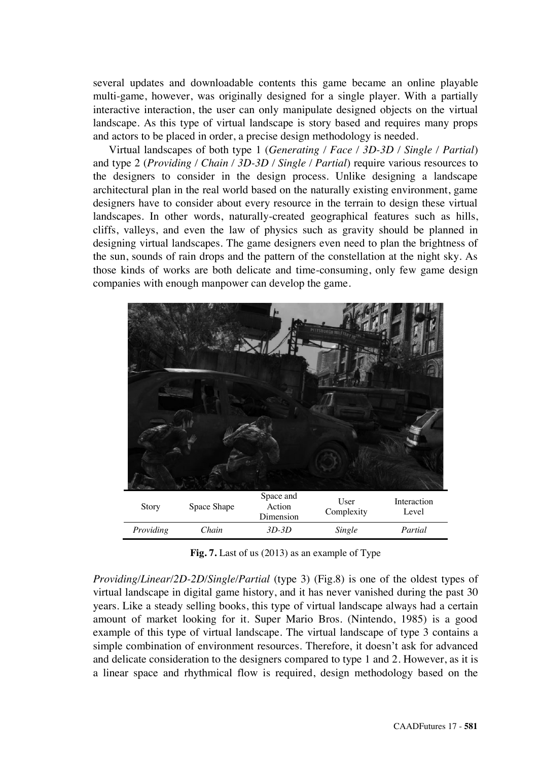several updates and downloadable contents this game became an online playable multi-game, however, was originally designed for a single player. With a partially interactive interaction, the user can only manipulate designed objects on the virtual landscape. As this type of virtual landscape is story based and requires many props and actors to be placed in order, a precise design methodology is needed.

Virtual landscapes of both type 1 (*Generating* / *Face* / *3D-3D* / *Single* / *Partial*) and type 2 (*Providing* / *Chain* / *3D-3D* / *Single* / *Partial*) require various resources to the designers to consider in the design process. Unlike designing a landscape architectural plan in the real world based on the naturally existing environment, game designers have to consider about every resource in the terrain to design these virtual landscapes. In other words, naturally-created geographical features such as hills, cliffs, valleys, and even the law of physics such as gravity should be planned in designing virtual landscapes. The game designers even need to plan the brightness of the sun, sounds of rain drops and the pattern of the constellation at the night sky. As those kinds of works are both delicate and time-consuming, only few game design companies with enough manpower can develop the game.

| Story | Space Shape | Space and Action Dimension | User Complexity | Interaction Level |
|---|---|---|---|---|
| *Providing* | *Chain* | *3D-3D* | *Single* | *Partial* |

**Fig. 7.** Last of us (2013) as an example of Type

*Providing*/*Linear*/*2D-2D*/*Single*/*Partial* (type 3) (Fig.8) is one of the oldest types of virtual landscape in digital game history, and it has never vanished during the past 30 years. Like a steady selling books, this type of virtual landscape always had a certain amount of market looking for it. Super Mario Bros. (Nintendo, 1985) is a good example of this type of virtual landscape. The virtual landscape of type 3 contains a simple combination of environment resources. Therefore, it doesn't ask for advanced and delicate consideration to the designers compared to type 1 and 2. However, as it is a linear space and rhythmical flow is required, design methodology based on the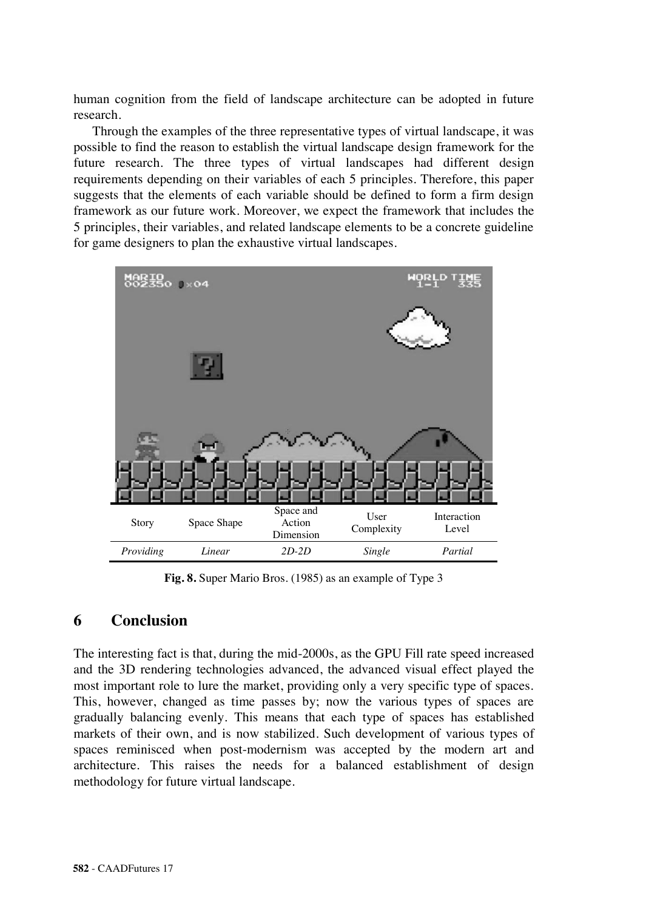human cognition from the field of landscape architecture can be adopted in future research.

Through the examples of the three representative types of virtual landscape, it was possible to find the reason to establish the virtual landscape design framework for the future research. The three types of virtual landscapes had different design requirements depending on their variables of each 5 principles. Therefore, this paper suggests that the elements of each variable should be defined to form a firm design framework as our future work. Moreover, we expect the framework that includes the 5 principles, their variables, and related landscape elements to be a concrete guideline for game designers to plan the exhaustive virtual landscapes.

| Story | Space Shape | Space and Action Dimension | User Complexity | Interaction Level |
|---|---|---|---|---|
| *Providing* | *Linear* | *2D-2D* | *Single* | *Partial* |

**Fig. 8.** Super Mario Bros. (1985) as an example of Type 3

## 6 Conclusion

The interesting fact is that, during the mid-2000s, as the GPU Fill rate speed increased and the 3D rendering technologies advanced, the advanced visual effect played the most important role to lure the market, providing only a very specific type of spaces. This, however, changed as time passes by; now the various types of spaces are gradually balancing evenly. This means that each type of spaces has established markets of their own, and is now stabilized. Such development of various types of spaces reminisced when post-modernism was accepted by the modern art and architecture. This raises the needs for a balanced establishment of design methodology for future virtual landscape.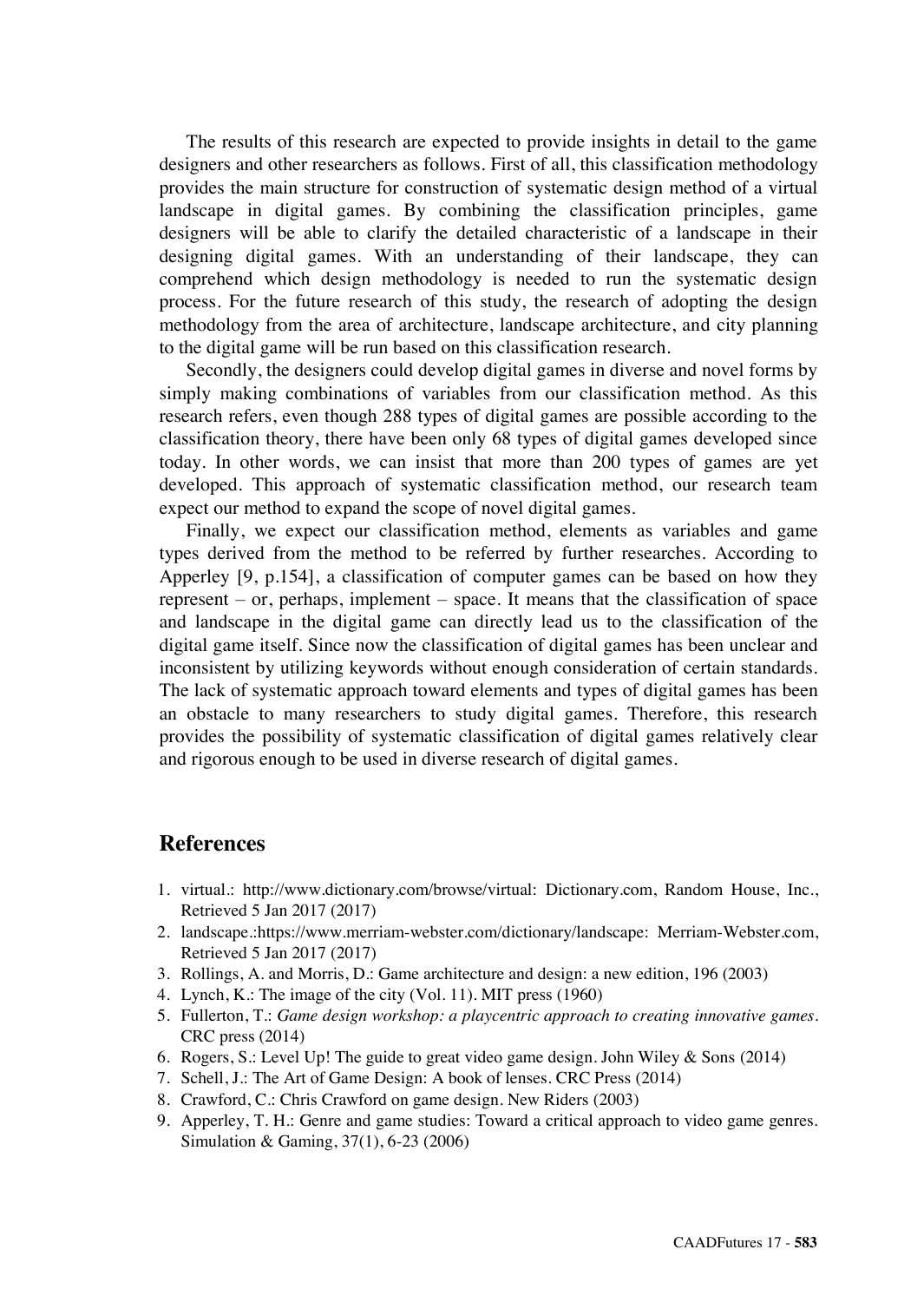The results of this research are expected to provide insights in detail to the game designers and other researchers as follows. First of all, this classification methodology provides the main structure for construction of systematic design method of a virtual landscape in digital games. By combining the classification principles, game designers will be able to clarify the detailed characteristic of a landscape in their designing digital games. With an understanding of their landscape, they can comprehend which design methodology is needed to run the systematic design process. For the future research of this study, the research of adopting the design methodology from the area of architecture, landscape architecture, and city planning to the digital game will be run based on this classification research.

Secondly, the designers could develop digital games in diverse and novel forms by simply making combinations of variables from our classification method. As this research refers, even though 288 types of digital games are possible according to the classification theory, there have been only 68 types of digital games developed since today. In other words, we can insist that more than 200 types of games are yet developed. This approach of systematic classification method, our research team expect our method to expand the scope of novel digital games.

Finally, we expect our classification method, elements as variables and game types derived from the method to be referred by further researches. According to Apperley [9, p.154], a classification of computer games can be based on how they represent – or, perhaps, implement – space. It means that the classification of space and landscape in the digital game can directly lead us to the classification of the digital game itself. Since now the classification of digital games has been unclear and inconsistent by utilizing keywords without enough consideration of certain standards. The lack of systematic approach toward elements and types of digital games has been an obstacle to many researchers to study digital games. Therefore, this research provides the possibility of systematic classification of digital games relatively clear and rigorous enough to be used in diverse research of digital games.

## References

1. virtual.: http://www.dictionary.com/browse/virtual: Dictionary.com, Random House, Inc., Retrieved 5 Jan 2017 (2017)
2. landscape.:https://www.merriam-webster.com/dictionary/landscape: Merriam-Webster.com, Retrieved 5 Jan 2017 (2017)
3. Rollings, A. and Morris, D.: Game architecture and design: a new edition, 196 (2003)
4. Lynch, K.: The image of the city (Vol. 11). MIT press (1960)
5. Fullerton, T.: *Game design workshop: a playcentric approach to creating innovative games*. CRC press (2014)
6. Rogers, S.: Level Up! The guide to great video game design. John Wiley & Sons (2014)
7. Schell, J.: The Art of Game Design: A book of lenses. CRC Press (2014)
8. Crawford, C.: Chris Crawford on game design. New Riders (2003)
9. Apperley, T. H.: Genre and game studies: Toward a critical approach to video game genres. Simulation & Gaming, 37(1), 6-23 (2006)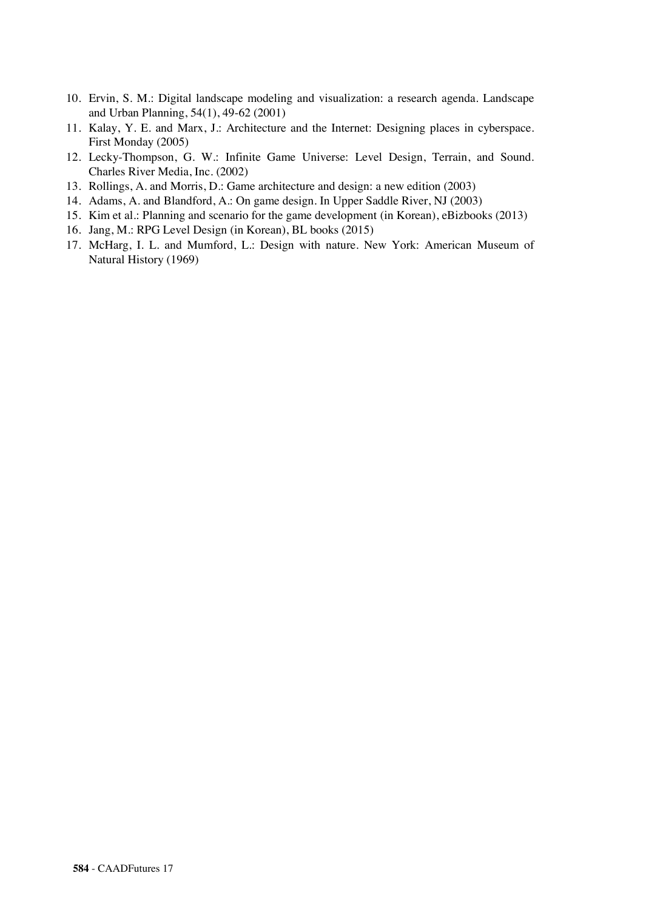10. Ervin, S. M.: Digital landscape modeling and visualization: a research agenda. Landscape and Urban Planning, 54(1), 49-62 (2001)
11. Kalay, Y. E. and Marx, J.: Architecture and the Internet: Designing places in cyberspace. First Monday (2005)
12. Lecky-Thompson, G. W.: Infinite Game Universe: Level Design, Terrain, and Sound. Charles River Media, Inc. (2002)
13. Rollings, A. and Morris, D.: Game architecture and design: a new edition (2003)
14. Adams, A. and Blandford, A.: On game design. In Upper Saddle River, NJ (2003)
15. Kim et al.: Planning and scenario for the game development (in Korean), eBizbooks (2013)
16. Jang, M.: RPG Level Design (in Korean), BL books (2015)
17. McHarg, I. L. and Mumford, L.: Design with nature. New York: American Museum of Natural History (1969)